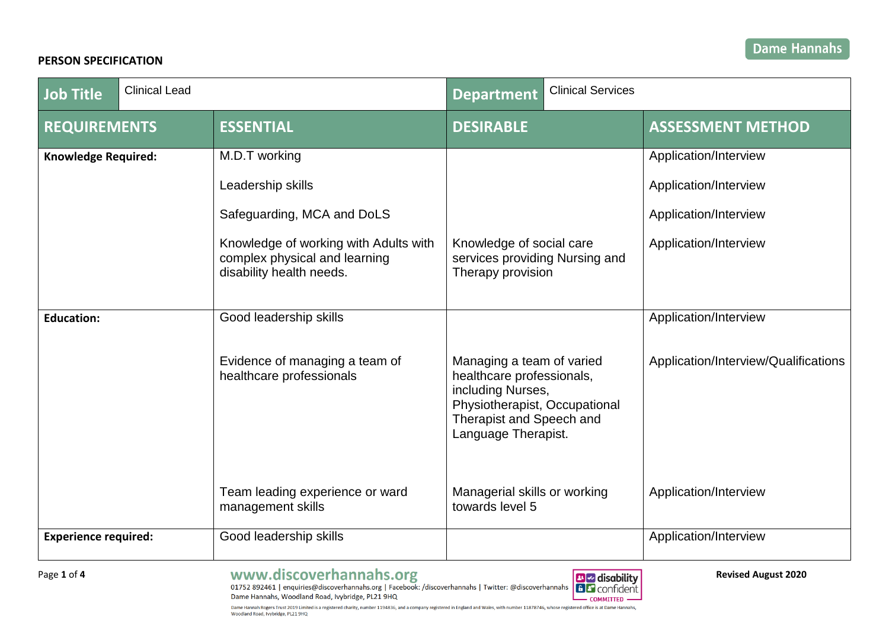**PERSON SPECIFICATION**

Dame Hannahs

| Job Title | Clinical Lead | Department | Clinical Services |
|---|---|---|---|
| **REQUIREMENTS** | **ESSENTIAL** | **DESIRABLE** | **ASSESSMENT METHOD** |
| **Knowledge Required:** | M.D.T working | | Application/Interview |
| | Leadership skills | | Application/Interview |
| | Safeguarding, MCA and DoLS | | Application/Interview |
| | Knowledge of working with Adults with complex physical and learning disability health needs. | Knowledge of social care services providing Nursing and Therapy provision | Application/Interview |
| **Education:** | Good leadership skills | | Application/Interview |
| | Evidence of managing a team of healthcare professionals | Managing a team of varied healthcare professionals, including Nurses, Physiotherapist, Occupational Therapist and Speech and Language Therapist. | Application/Interview/Qualifications |
| | Team leading experience or ward management skills | Managerial skills or working towards level 5 | Application/Interview |
| **Experience required:** | Good leadership skills | | Application/Interview |

Revised August 2020

www.discoverhannahs.org
01752 892461 | enquiries@discoverhannahs.org | Facebook: /discoverhannahs | Twitter: @discoverhannahs
Dame Hannahs, Woodland Road, Ivybridge, PL21 9HQ

Dame Hannah Rogers Trust 2019 Limited is a registered charity, number 1194836, and a company registered in England and Wales, with number 11878746, whose registered office is at Dame Hannahs, Woodland Road, Ivybridge, PL21 9HQ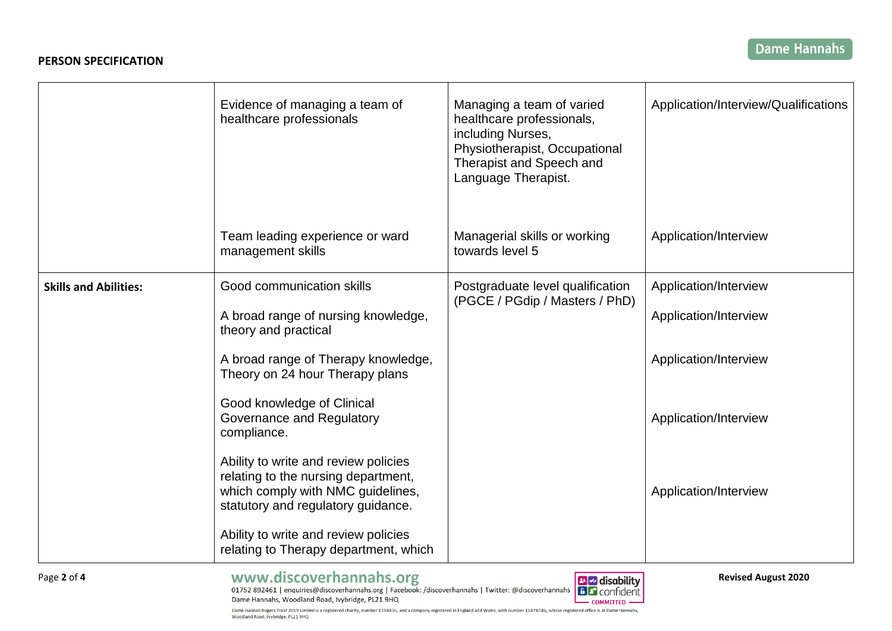**PERSON SPECIFICATION**

| | | | |
|---|---|---|---|
| | Evidence of managing a team of healthcare professionals | Managing a team of varied healthcare professionals, including Nurses, Physiotherapist, Occupational Therapist and Speech and Language Therapist. | Application/Interview/Qualifications |
| | Team leading experience or ward management skills | Managerial skills or working towards level 5 | Application/Interview |
| **Skills and Abilities:** | Good communication skills | Postgraduate level qualification (PGCE / PGdip / Masters / PhD) | Application/Interview |
| | A broad range of nursing knowledge, theory and practical | | Application/Interview |
| | A broad range of Therapy knowledge, Theory on 24 hour Therapy plans | | Application/Interview |
| | Good knowledge of Clinical Governance and Regulatory compliance. | | Application/Interview |
| | Ability to write and review policies relating to the nursing department, which comply with NMC guidelines, statutory and regulatory guidance. | | Application/Interview |
| | Ability to write and review policies relating to Therapy department, which | | |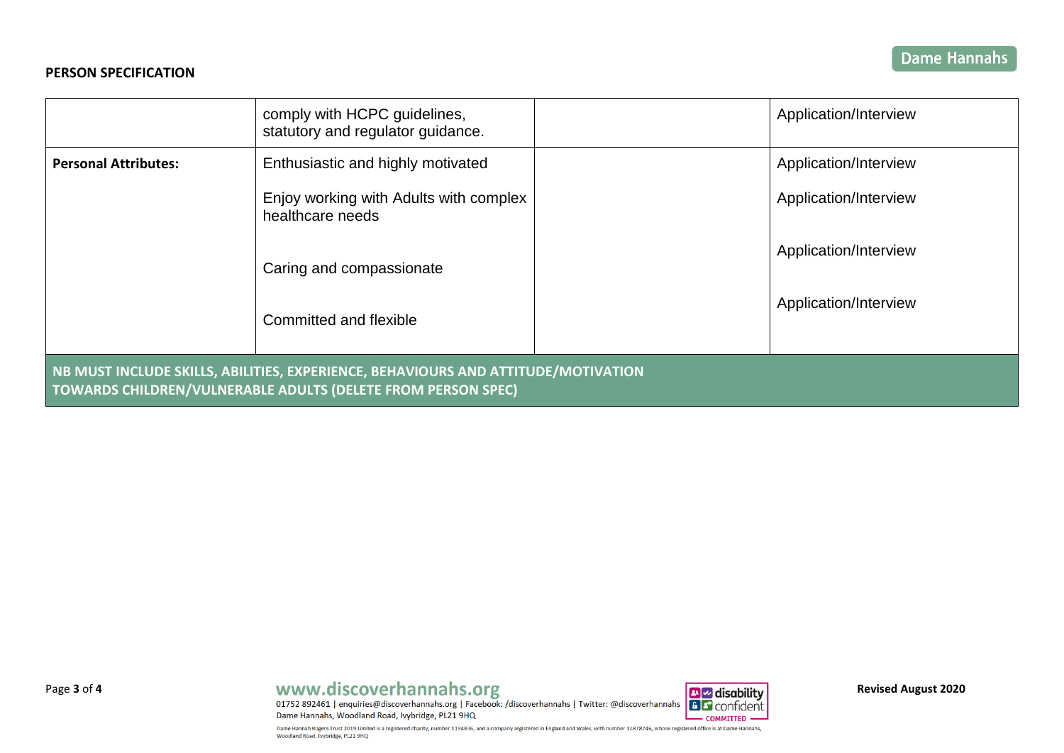**PERSON SPECIFICATION**

| | | | |
|---|---|---|---|
| | comply with HCPC guidelines, statutory and regulator guidance. | | Application/Interview |
| **Personal Attributes:** | Enthusiastic and highly motivated<br><br>Enjoy working with Adults with complex healthcare needs<br><br>Caring and compassionate<br><br>Committed and flexible | | Application/Interview<br><br>Application/Interview<br><br>Application/Interview<br><br>Application/Interview |

**NB MUST INCLUDE SKILLS, ABILITIES, EXPERIENCE, BEHAVIOURS AND ATTITUDE/MOTIVATION TOWARDS CHILDREN/VULNERABLE ADULTS (DELETE FROM PERSON SPEC)**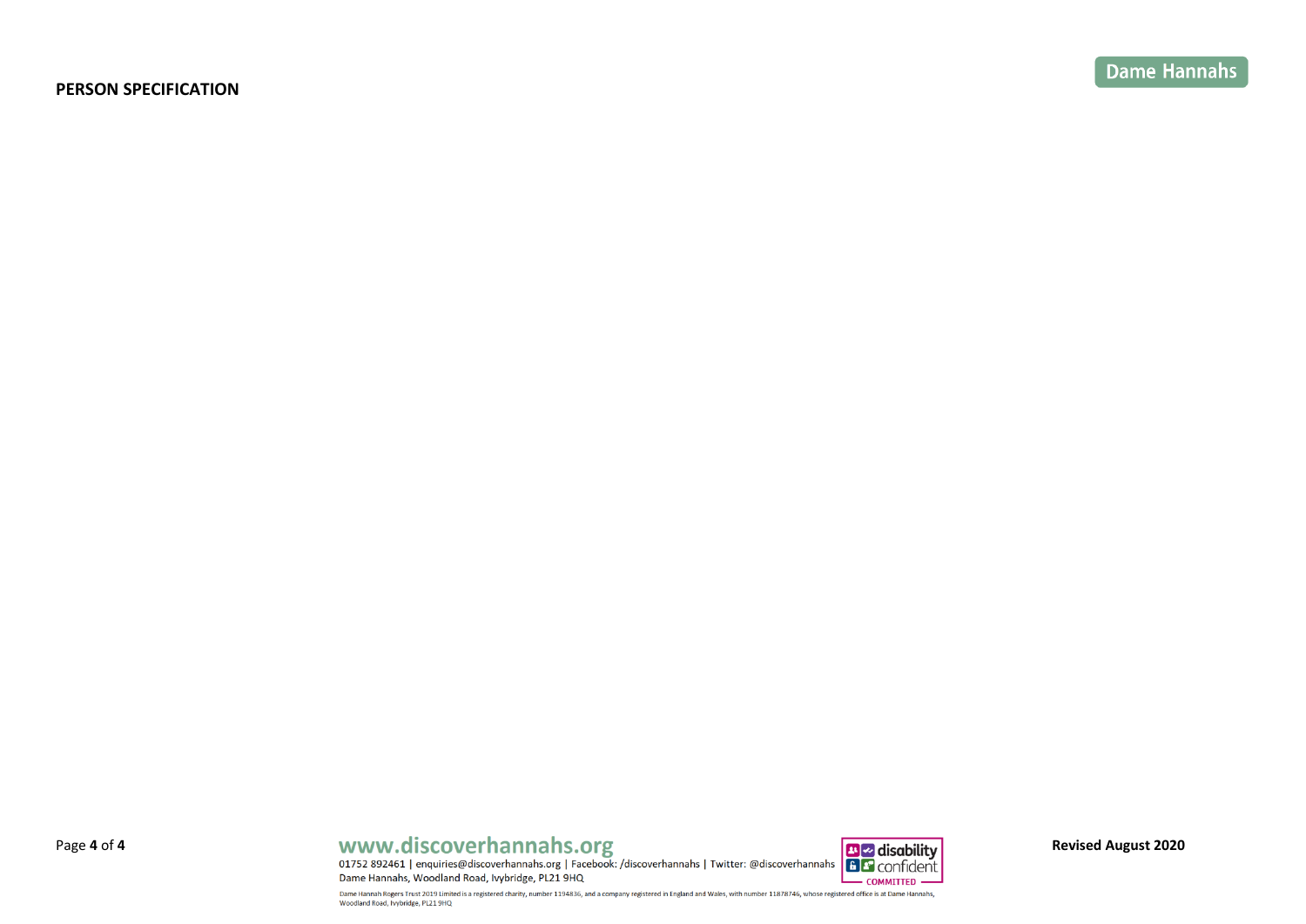**PERSON SPECIFICATION**